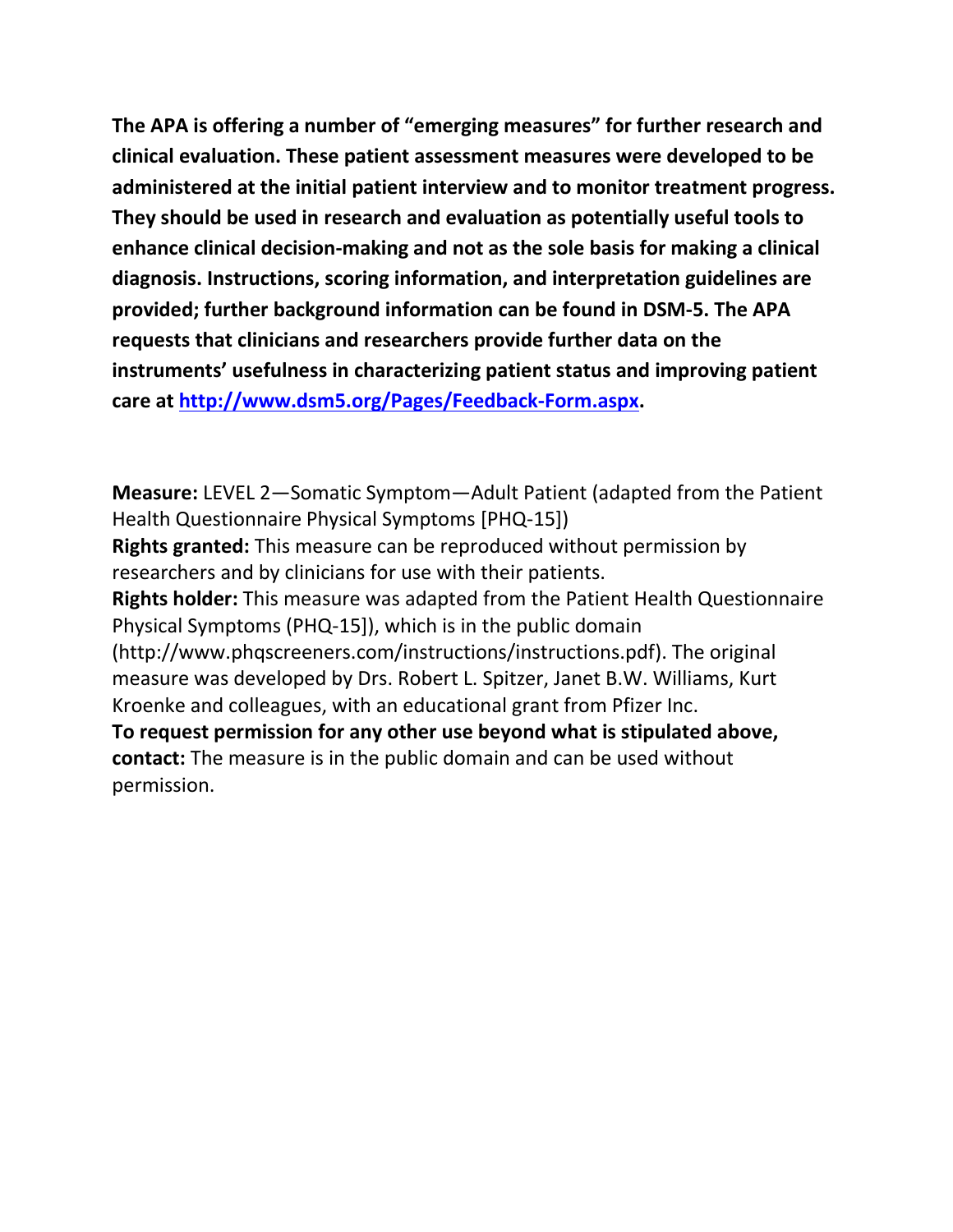**The APA is offering a number of "emerging measures" for further research and clinical evaluation. These patient assessment measures were developed to be administered at the initial patient interview and to monitor treatment progress. They should be used in research and evaluation as potentially useful tools to enhance clinical decision-making and not as the sole basis for making a clinical diagnosis. Instructions, scoring information, and interpretation guidelines are provided; further background information can be found in DSM-5. The APA requests that clinicians and researchers provide further data on the instruments' usefulness in characterizing patient status and improving patient care at [http://www.dsm5.org/Pages/Feedback-Form.aspx](http://www.dsm5.org/Pages/Feedback-Form.aspx).**

**Measure:** LEVEL 2—Somatic Symptom—Adult Patient (adapted from the Patient Health Questionnaire Physical Symptoms [PHQ-15])
**Rights granted:** This measure can be reproduced without permission by researchers and by clinicians for use with their patients.
**Rights holder:** This measure was adapted from the Patient Health Questionnaire Physical Symptoms (PHQ-15]), which is in the public domain (http://www.phqscreeners.com/instructions/instructions.pdf). The original measure was developed by Drs. Robert L. Spitzer, Janet B.W. Williams, Kurt Kroenke and colleagues, with an educational grant from Pfizer Inc.
**To request permission for any other use beyond what is stipulated above, contact:** The measure is in the public domain and can be used without permission.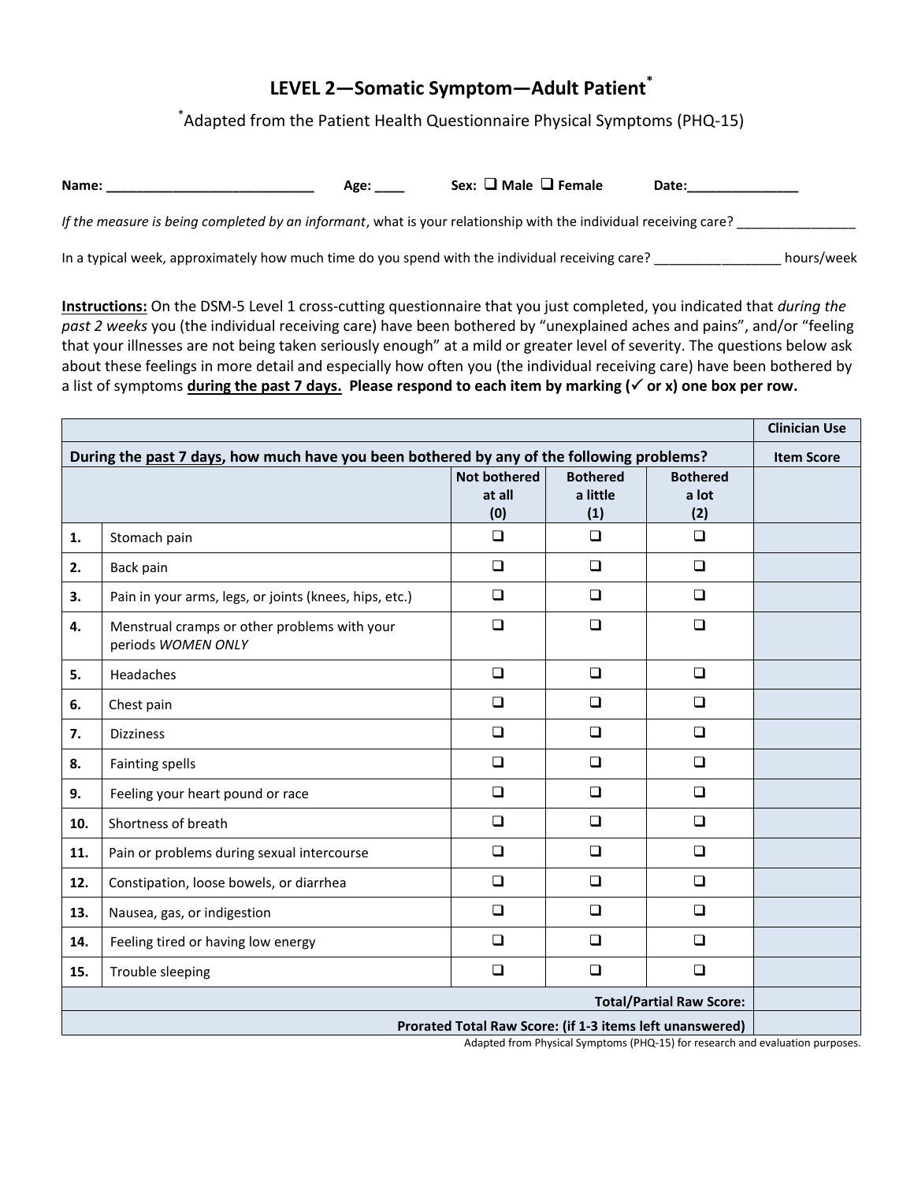# LEVEL 2—Somatic Symptom—Adult Patient*

*Adapted from the Patient Health Questionnaire Physical Symptoms (PHQ-15)

**Name:** ___________________________ **Age:** ____ **Sex:** ❑ **Male** ❑ **Female** **Date:**_______________

*If the measure is being completed by an informant*, what is your relationship with the individual receiving care? ________________

In a typical week, approximately how much time do you spend with the individual receiving care? _________________ hours/week

**Instructions:** On the DSM-5 Level 1 cross-cutting questionnaire that you just completed, you indicated that *during the past 2 weeks* you (the individual receiving care) have been bothered by "unexplained aches and pains", and/or "feeling that your illnesses are not being taken seriously enough" at a mild or greater level of severity. The questions below ask about these feelings in more detail and especially how often you (the individual receiving care) have been bothered by a list of symptoms **during the past 7 days. Please respond to each item by marking (✓ or x) one box per row.**

| | **During the past 7 days, how much have you been bothered by any of the following problems?** | **Not bothered at all (0)** | **Bothered a little (1)** | **Bothered a lot (2)** | **Clinician Use Item Score** |
|---|---|---|---|---|---|
| **1.** | Stomach pain | ❑ | ❑ | ❑ | |
| **2.** | Back pain | ❑ | ❑ | ❑ | |
| **3.** | Pain in your arms, legs, or joints (knees, hips, etc.) | ❑ | ❑ | ❑ | |
| **4.** | Menstrual cramps or other problems with your periods *WOMEN ONLY* | ❑ | ❑ | ❑ | |
| **5.** | Headaches | ❑ | ❑ | ❑ | |
| **6.** | Chest pain | ❑ | ❑ | ❑ | |
| **7.** | Dizziness | ❑ | ❑ | ❑ | |
| **8.** | Fainting spells | ❑ | ❑ | ❑ | |
| **9.** | Feeling your heart pound or race | ❑ | ❑ | ❑ | |
| **10.** | Shortness of breath | ❑ | ❑ | ❑ | |
| **11.** | Pain or problems during sexual intercourse | ❑ | ❑ | ❑ | |
| **12.** | Constipation, loose bowels, or diarrhea | ❑ | ❑ | ❑ | |
| **13.** | Nausea, gas, or indigestion | ❑ | ❑ | ❑ | |
| **14.** | Feeling tired or having low energy | ❑ | ❑ | ❑ | |
| **15.** | Trouble sleeping | ❑ | ❑ | ❑ | |
| | | | | **Total/Partial Raw Score:** | |
| | | | | **Prorated Total Raw Score: (if 1-3 items left unanswered)** | |

Adapted from Physical Symptoms (PHQ-15) for research and evaluation purposes.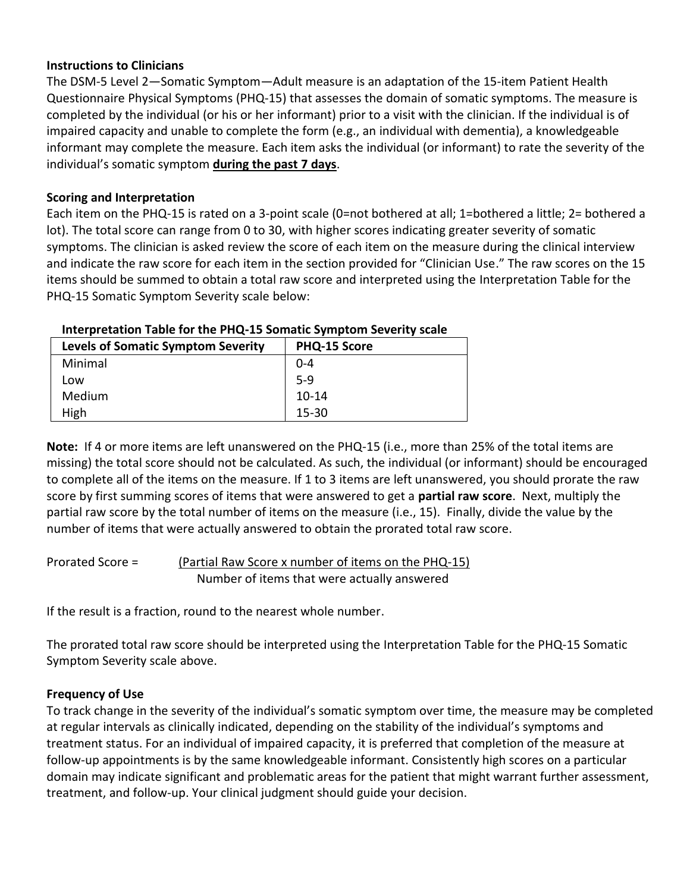**Instructions to Clinicians**

The DSM-5 Level 2—Somatic Symptom—Adult measure is an adaptation of the 15-item Patient Health Questionnaire Physical Symptoms (PHQ-15) that assesses the domain of somatic symptoms. The measure is completed by the individual (or his or her informant) prior to a visit with the clinician. If the individual is of impaired capacity and unable to complete the form (e.g., an individual with dementia), a knowledgeable informant may complete the measure. Each item asks the individual (or informant) to rate the severity of the individual's somatic symptom **during the past 7 days**.

**Scoring and Interpretation**

Each item on the PHQ-15 is rated on a 3-point scale (0=not bothered at all; 1=bothered a little; 2= bothered a lot). The total score can range from 0 to 30, with higher scores indicating greater severity of somatic symptoms. The clinician is asked review the score of each item on the measure during the clinical interview and indicate the raw score for each item in the section provided for "Clinician Use." The raw scores on the 15 items should be summed to obtain a total raw score and interpreted using the Interpretation Table for the PHQ-15 Somatic Symptom Severity scale below:

**Interpretation Table for the PHQ-15 Somatic Symptom Severity scale**

| Levels of Somatic Symptom Severity | PHQ-15 Score |
|---|---|
| Minimal | 0-4 |
| Low | 5-9 |
| Medium | 10-14 |
| High | 15-30 |

**Note:** If 4 or more items are left unanswered on the PHQ-15 (i.e., more than 25% of the total items are missing) the total score should not be calculated. As such, the individual (or informant) should be encouraged to complete all of the items on the measure. If 1 to 3 items are left unanswered, you should prorate the raw score by first summing scores of items that were answered to get a **partial raw score**. Next, multiply the partial raw score by the total number of items on the measure (i.e., 15). Finally, divide the value by the number of items that were actually answered to obtain the prorated total raw score.

$$\text{Prorated Score} = \frac{\text{(Partial Raw Score x number of items on the PHQ-15)}}{\text{Number of items that were actually answered}}$$

If the result is a fraction, round to the nearest whole number.

The prorated total raw score should be interpreted using the Interpretation Table for the PHQ-15 Somatic Symptom Severity scale above.

**Frequency of Use**

To track change in the severity of the individual's somatic symptom over time, the measure may be completed at regular intervals as clinically indicated, depending on the stability of the individual's symptoms and treatment status. For an individual of impaired capacity, it is preferred that completion of the measure at follow-up appointments is by the same knowledgeable informant. Consistently high scores on a particular domain may indicate significant and problematic areas for the patient that might warrant further assessment, treatment, and follow-up. Your clinical judgment should guide your decision.